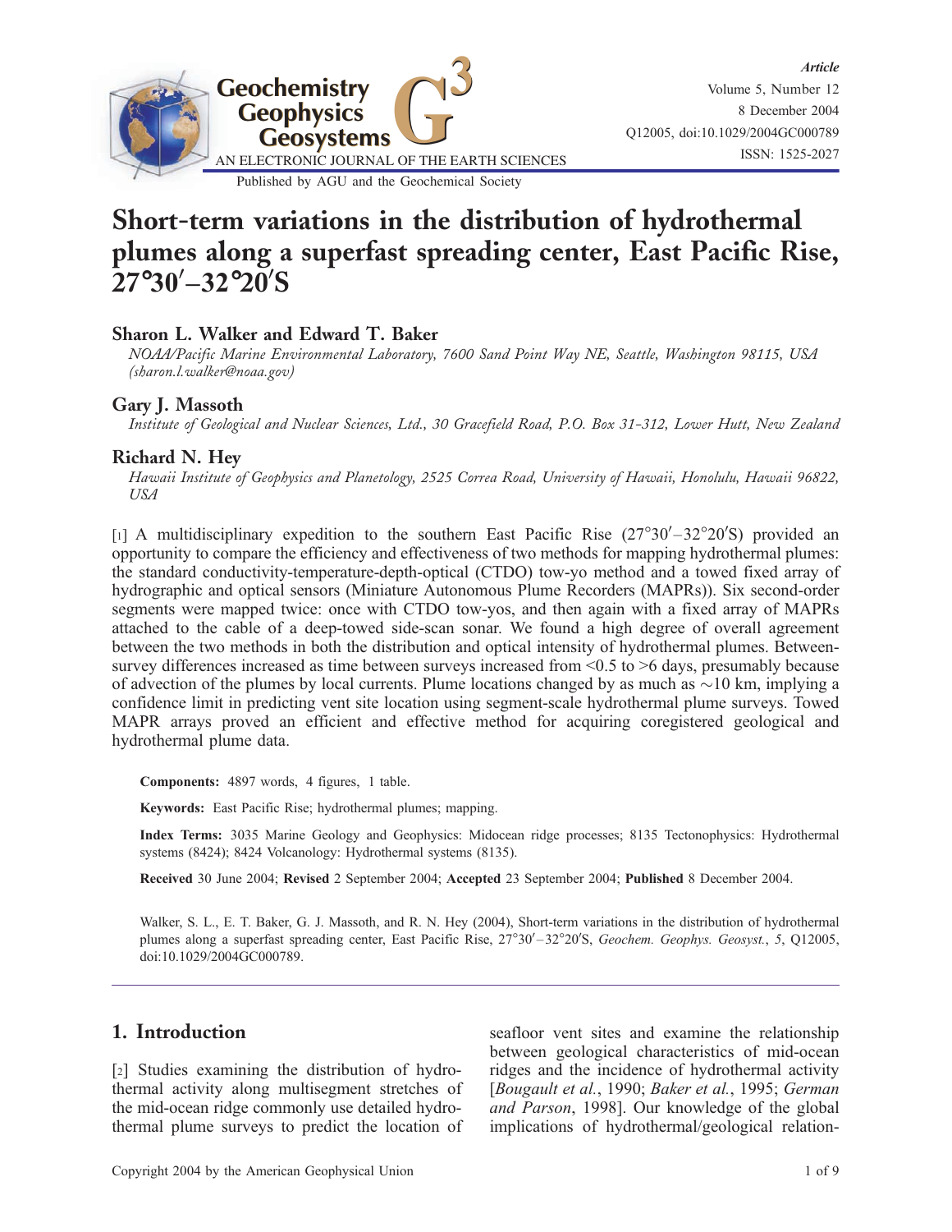# Short-term variations in the distribution of hydrothermal plumes along a superfast spreading center, East Pacific Rise, 27°30′–32°20′S

### Sharon L. Walker and Edward T. Baker

*NOAA/Pacific Marine Environmental Laboratory, 7600 Sand Point Way NE, Seattle, Washington 98115, USA (sharon.l.walker@noaa.gov)*

### Gary J. Massoth

*Institute of Geological and Nuclear Sciences, Ltd., 30 Gracefield Road, P.O. Box 31-312, Lower Hutt, New Zealand*

### Richard N. Hey

*Hawaii Institute of Geophysics and Planetology, 2525 Correa Road, University of Hawaii, Honolulu, Hawaii 96822, USA*

[1] A multidisciplinary expedition to the southern East Pacific Rise (27°30′–32°20′S) provided an opportunity to compare the efficiency and effectiveness of two methods for mapping hydrothermal plumes: the standard conductivity-temperature-depth-optical (CTDO) tow-yo method and a towed fixed array of hydrographic and optical sensors (Miniature Autonomous Plume Recorders (MAPRs)). Six second-order segments were mapped twice: once with CTDO tow-yos, and then again with a fixed array of MAPRs attached to the cable of a deep-towed side-scan sonar. We found a high degree of overall agreement between the two methods in both the distribution and optical intensity of hydrothermal plumes. Between-survey differences increased as time between surveys increased from <0.5 to >6 days, presumably because of advection of the plumes by local currents. Plume locations changed by as much as ~10 km, implying a confidence limit in predicting vent site location using segment-scale hydrothermal plume surveys. Towed MAPR arrays proved an efficient and effective method for acquiring coregistered geological and hydrothermal plume data.

**Components:** 4897 words, 4 figures, 1 table.

**Keywords:** East Pacific Rise; hydrothermal plumes; mapping.

**Index Terms:** 3035 Marine Geology and Geophysics: Midocean ridge processes; 8135 Tectonophysics: Hydrothermal systems (8424); 8424 Volcanology: Hydrothermal systems (8135).

**Received** 30 June 2004; **Revised** 2 September 2004; **Accepted** 23 September 2004; **Published** 8 December 2004.

Walker, S. L., E. T. Baker, G. J. Massoth, and R. N. Hey (2004), Short-term variations in the distribution of hydrothermal plumes along a superfast spreading center, East Pacific Rise, 27°30′–32°20′S, *Geochem. Geophys. Geosyst.*, *5*, Q12005, doi:10.1029/2004GC000789.

## 1. Introduction

[2] Studies examining the distribution of hydrothermal activity along multisegment stretches of the mid-ocean ridge commonly use detailed hydrothermal plume surveys to predict the location of seafloor vent sites and examine the relationship between geological characteristics of mid-ocean ridges and the incidence of hydrothermal activity [*Bougault et al.*, 1990; *Baker et al.*, 1995; *German and Parson*, 1998]. Our knowledge of the global implications of hydrothermal/geological relation-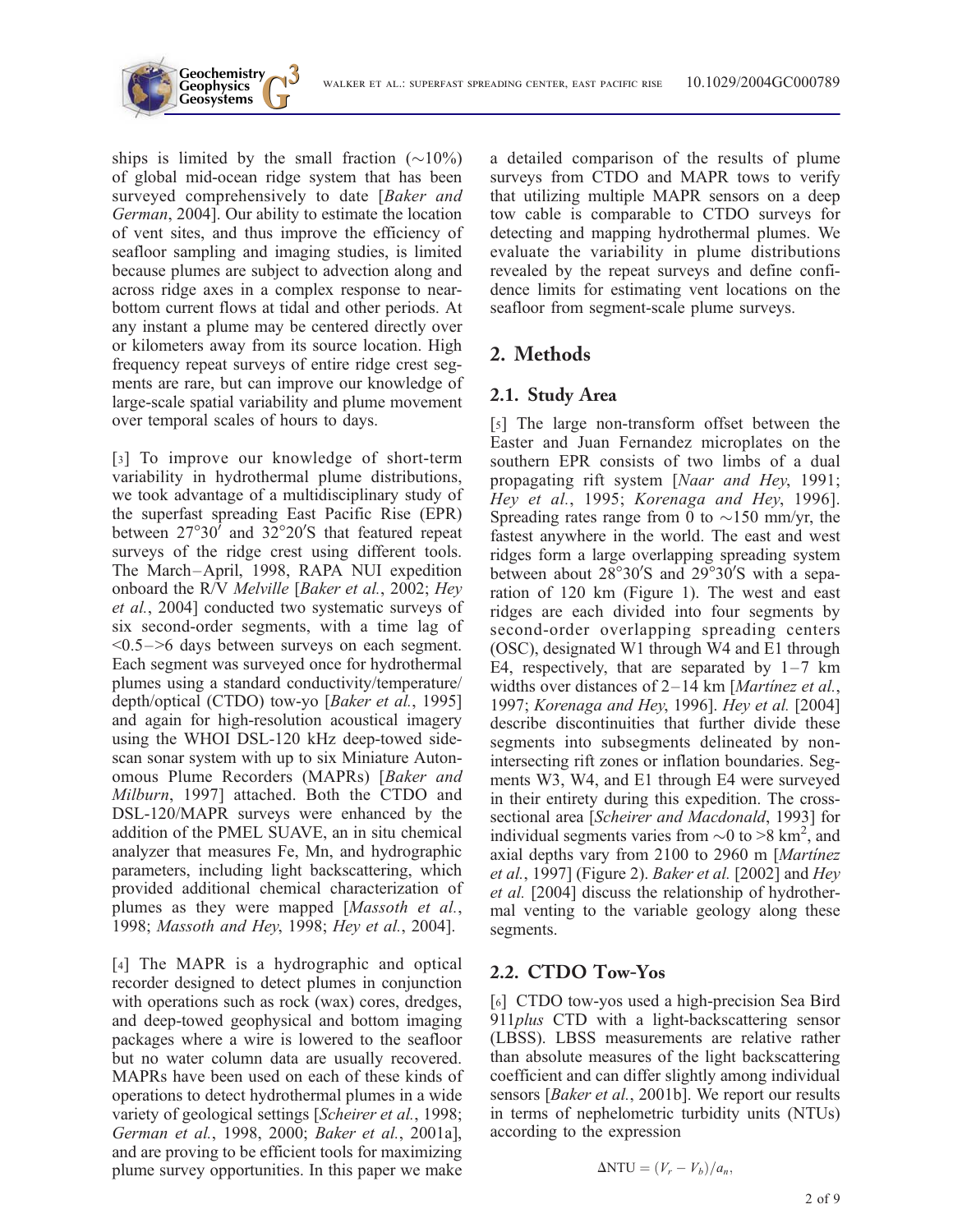ships is limited by the small fraction (~10%) of global mid-ocean ridge system that has been surveyed comprehensively to date [*Baker and German*, 2004]. Our ability to estimate the location of vent sites, and thus improve the efficiency of seafloor sampling and imaging studies, is limited because plumes are subject to advection along and across ridge axes in a complex response to near-bottom current flows at tidal and other periods. At any instant a plume may be centered directly over or kilometers away from its source location. High frequency repeat surveys of entire ridge crest segments are rare, but can improve our knowledge of large-scale spatial variability and plume movement over temporal scales of hours to days.

[3] To improve our knowledge of short-term variability in hydrothermal plume distributions, we took advantage of a multidisciplinary study of the superfast spreading East Pacific Rise (EPR) between 27°30′ and 32°20′S that featured repeat surveys of the ridge crest using different tools. The March–April, 1998, RAPA NUI expedition onboard the R/V *Melville* [*Baker et al.*, 2002; *Hey et al.*, 2004] conducted two systematic surveys of six second-order segments, with a time lag of <0.5–>6 days between surveys on each segment. Each segment was surveyed once for hydrothermal plumes using a standard conductivity/temperature/depth/optical (CTDO) tow-yo [*Baker et al.*, 1995] and again for high-resolution acoustical imagery using the WHOI DSL-120 kHz deep-towed side-scan sonar system with up to six Miniature Autonomous Plume Recorders (MAPRs) [*Baker and Milburn*, 1997] attached. Both the CTDO and DSL-120/MAPR surveys were enhanced by the addition of the PMEL SUAVE, an in situ chemical analyzer that measures Fe, Mn, and hydrographic parameters, including light backscattering, which provided additional chemical characterization of plumes as they were mapped [*Massoth et al.*, 1998; *Massoth and Hey*, 1998; *Hey et al.*, 2004].

[4] The MAPR is a hydrographic and optical recorder designed to detect plumes in conjunction with operations such as rock (wax) cores, dredges, and deep-towed geophysical and bottom imaging packages where a wire is lowered to the seafloor but no water column data are usually recovered. MAPRs have been used on each of these kinds of operations to detect hydrothermal plumes in a wide variety of geological settings [*Scheirer et al.*, 1998; *German et al.*, 1998, 2000; *Baker et al.*, 2001a], and are proving to be efficient tools for maximizing plume survey opportunities. In this paper we make a detailed comparison of the results of plume surveys from CTDO and MAPR tows to verify that utilizing multiple MAPR sensors on a deep tow cable is comparable to CTDO surveys for detecting and mapping hydrothermal plumes. We evaluate the variability in plume distributions revealed by the repeat surveys and define confidence limits for estimating vent locations on the seafloor from segment-scale plume surveys.

## 2. Methods

### 2.1. Study Area

[5] The large non-transform offset between the Easter and Juan Fernandez microplates on the southern EPR consists of two limbs of a dual propagating rift system [*Naar and Hey*, 1991; *Hey et al.*, 1995; *Korenaga and Hey*, 1996]. Spreading rates range from 0 to ~150 mm/yr, the fastest anywhere in the world. The east and west ridges form a large overlapping spreading system between about 28°30′S and 29°30′S with a separation of 120 km (Figure 1). The west and east ridges are each divided into four segments by second-order overlapping spreading centers (OSC), designated W1 through W4 and E1 through E4, respectively, that are separated by 1–7 km widths over distances of 2–14 km [*Martínez et al.*, 1997; *Korenaga and Hey*, 1996]. *Hey et al.* [2004] describe discontinuities that further divide these segments into subsegments delineated by non-intersecting rift zones or inflation boundaries. Segments W3, W4, and E1 through E4 were surveyed in their entirety during this expedition. The cross-sectional area [*Scheirer and Macdonald*, 1993] for individual segments varies from ~0 to >8 km$^2$, and axial depths vary from 2100 to 2960 m [*Martinez et al.*, 1997] (Figure 2). *Baker et al.* [2002] and *Hey et al.* [2004] discuss the relationship of hydrothermal venting to the variable geology along these segments.

### 2.2. CTDO Tow-Yos

[6] CTDO tow-yos used a high-precision Sea Bird 911*plus* CTD with a light-backscattering sensor (LBSS). LBSS measurements are relative rather than absolute measures of the light backscattering coefficient and can differ slightly among individual sensors [*Baker et al.*, 2001b]. We report our results in terms of nephelometric turbidity units (NTUs) according to the expression

$$\Delta\text{NTU} = (V_r - V_b)/a_n,$$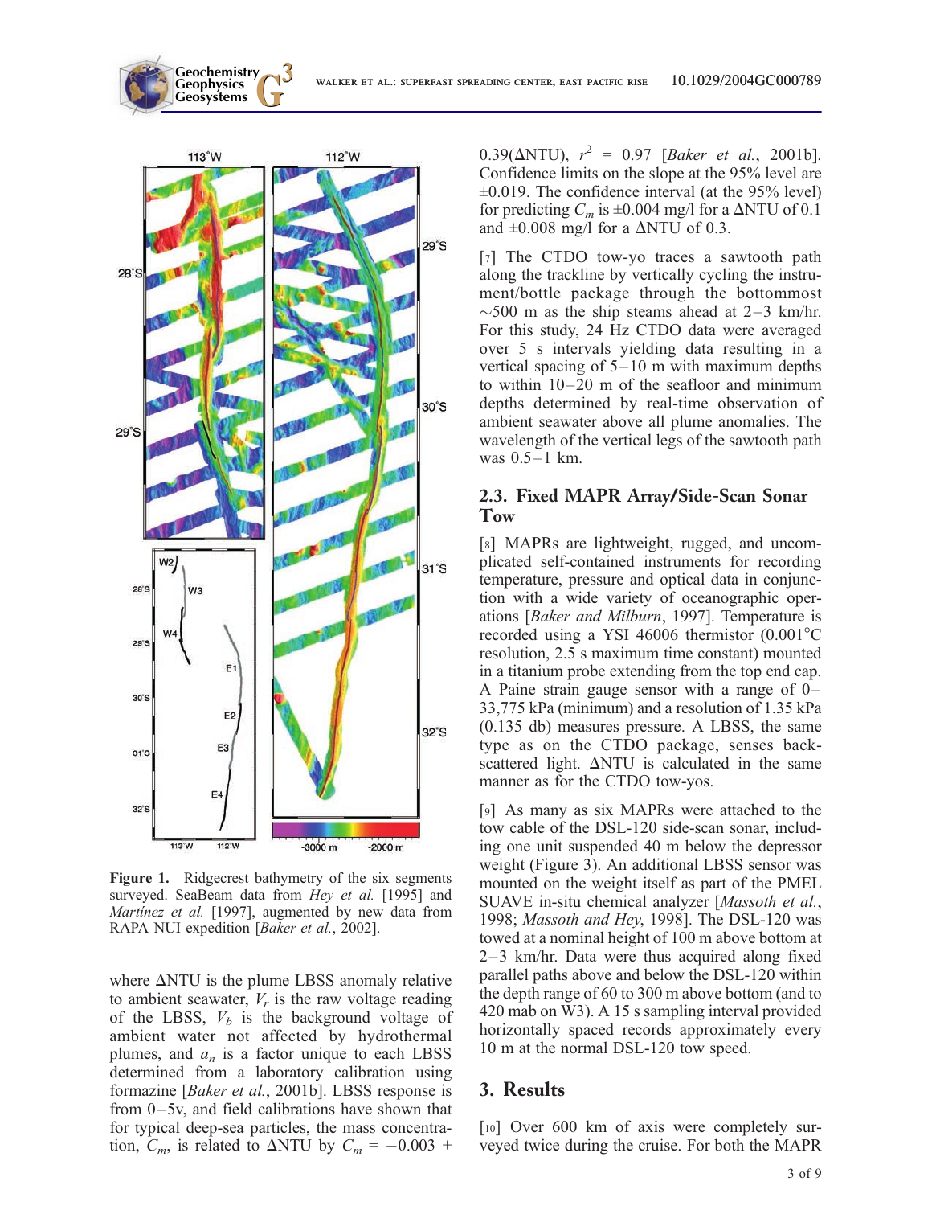Figure 1. Ridgecrest bathymetry of the six segments surveyed. SeaBeam data from *Hey et al.* [1995] and *Martinez et al.* [1997], augmented by new data from RAPA NUI expedition [*Baker et al.*, 2002].

where ΔNTU is the plume LBSS anomaly relative to ambient seawater, $V_r$ is the raw voltage reading of the LBSS, $V_b$ is the background voltage of ambient water not affected by hydrothermal plumes, and $a_n$ is a factor unique to each LBSS determined from a laboratory calibration using formazine [*Baker et al.*, 2001b]. LBSS response is from 0–5v, and field calibrations have shown that for typical deep-sea particles, the mass concentration, $C_m$, is related to ΔNTU by $C_m = -0.003 + 0.39(\Delta NTU)$, $r^2 = 0.97$ [*Baker et al.*, 2001b]. Confidence limits on the slope at the 95% level are ±0.019. The confidence interval (at the 95% level) for predicting $C_m$ is ±0.004 mg/l for a ΔNTU of 0.1 and ±0.008 mg/l for a ΔNTU of 0.3.

[7] The CTDO tow-yo traces a sawtooth path along the trackline by vertically cycling the instrument/bottle package through the bottommost ~500 m as the ship steams ahead at 2–3 km/hr. For this study, 24 Hz CTDO data were averaged over 5 s intervals yielding data resulting in a vertical spacing of 5–10 m with maximum depths to within 10–20 m of the seafloor and minimum depths determined by real-time observation of ambient seawater above all plume anomalies. The wavelength of the vertical legs of the sawtooth path was 0.5–1 km.

## 2.3. Fixed MAPR Array/Side-Scan Sonar Tow

[8] MAPRs are lightweight, rugged, and uncomplicated self-contained instruments for recording temperature, pressure and optical data in conjunction with a wide variety of oceanographic operations [*Baker and Milburn*, 1997]. Temperature is recorded using a YSI 46006 thermistor (0.001°C resolution, 2.5 s maximum time constant) mounted in a titanium probe extending from the top end cap. A Paine strain gauge sensor with a range of 0–33,775 kPa (minimum) and a resolution of 1.35 kPa (0.135 db) measures pressure. A LBSS, the same type as on the CTDO package, senses backscattered light. ΔNTU is calculated in the same manner as for the CTDO tow-yos.

[9] As many as six MAPRs were attached to the tow cable of the DSL-120 side-scan sonar, including one unit suspended 40 m below the depressor weight (Figure 3). An additional LBSS sensor was mounted on the weight itself as part of the PMEL SUAVE in-situ chemical analyzer [*Massoth et al.*, 1998; *Massoth and Hey*, 1998]. The DSL-120 was towed at a nominal height of 100 m above bottom at 2–3 km/hr. Data were thus acquired along fixed parallel paths above and below the DSL-120 within the depth range of 60 to 300 m above bottom (and to 420 mab on W3). A 15 s sampling interval provided horizontally spaced records approximately every 10 m at the normal DSL-120 tow speed.

## 3. Results

[10] Over 600 km of axis were completely surveyed twice during the cruise. For both the MAPR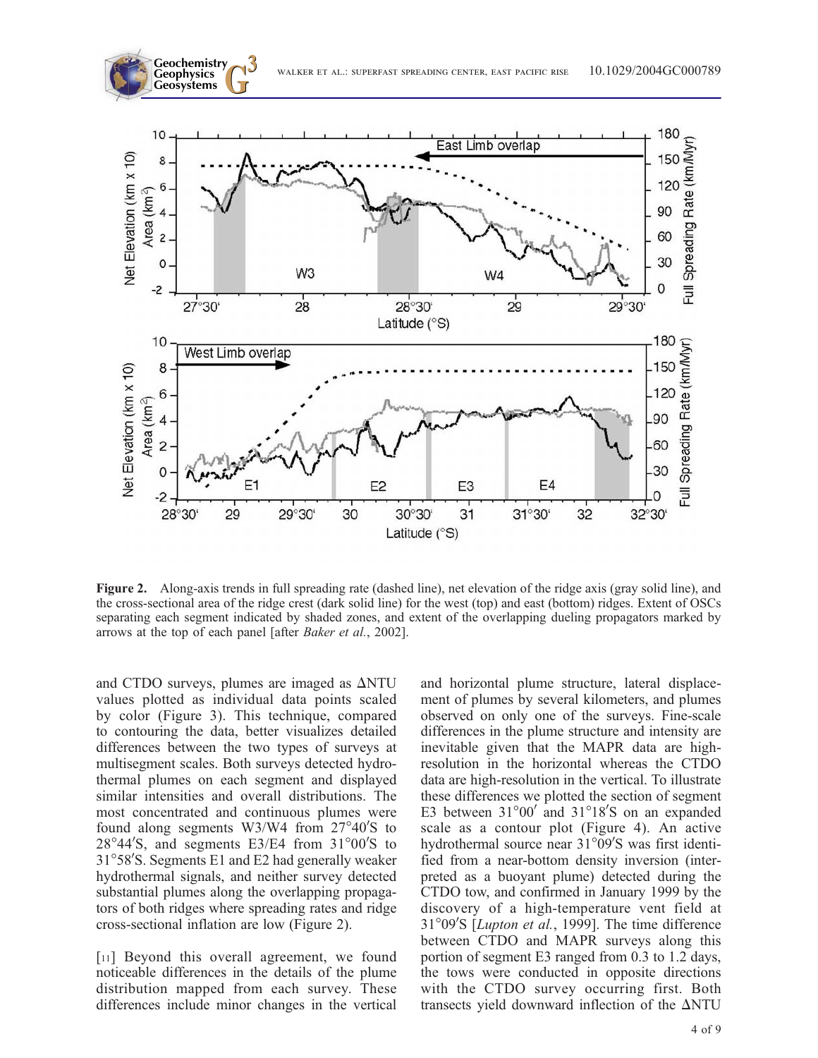**Figure 2.** Along-axis trends in full spreading rate (dashed line), net elevation of the ridge axis (gray solid line), and the cross-sectional area of the ridge crest (dark solid line) for the west (top) and east (bottom) ridges. Extent of OSCs separating each segment indicated by shaded zones, and extent of the overlapping dueling propagators marked by arrows at the top of each panel [after *Baker et al.*, 2002].

and CTDO surveys, plumes are imaged as ΔNTU values plotted as individual data points scaled by color (Figure 3). This technique, compared to contouring the data, better visualizes detailed differences between the two types of surveys at multisegment scales. Both surveys detected hydrothermal plumes on each segment and displayed similar intensities and overall distributions. The most concentrated and continuous plumes were found along segments W3/W4 from 27°40′S to 28°44′S, and segments E3/E4 from 31°00′S to 31°58′S. Segments E1 and E2 had generally weaker hydrothermal signals, and neither survey detected substantial plumes along the overlapping propagators of both ridges where spreading rates and ridge cross-sectional inflation are low (Figure 2).

[11] Beyond this overall agreement, we found noticeable differences in the details of the plume distribution mapped from each survey. These differences include minor changes in the vertical and horizontal plume structure, lateral displacement of plumes by several kilometers, and plumes observed on only one of the surveys. Fine-scale differences in the plume structure and intensity are inevitable given that the MAPR data are high-resolution in the horizontal whereas the CTDO data are high-resolution in the vertical. To illustrate these differences we plotted the section of segment E3 between 31°00′ and 31°18′S on an expanded scale as a contour plot (Figure 4). An active hydrothermal source near 31°09′S was first identified from a near-bottom density inversion (interpreted as a buoyant plume) detected during the CTDO tow, and confirmed in January 1999 by the discovery of a high-temperature vent field at 31°09′S [*Lupton et al.*, 1999]. The time difference between CTDO and MAPR surveys along this portion of segment E3 ranged from 0.3 to 1.2 days, the tows were conducted in opposite directions with the CTDO survey occurring first. Both transects yield downward inflection of the ΔNTU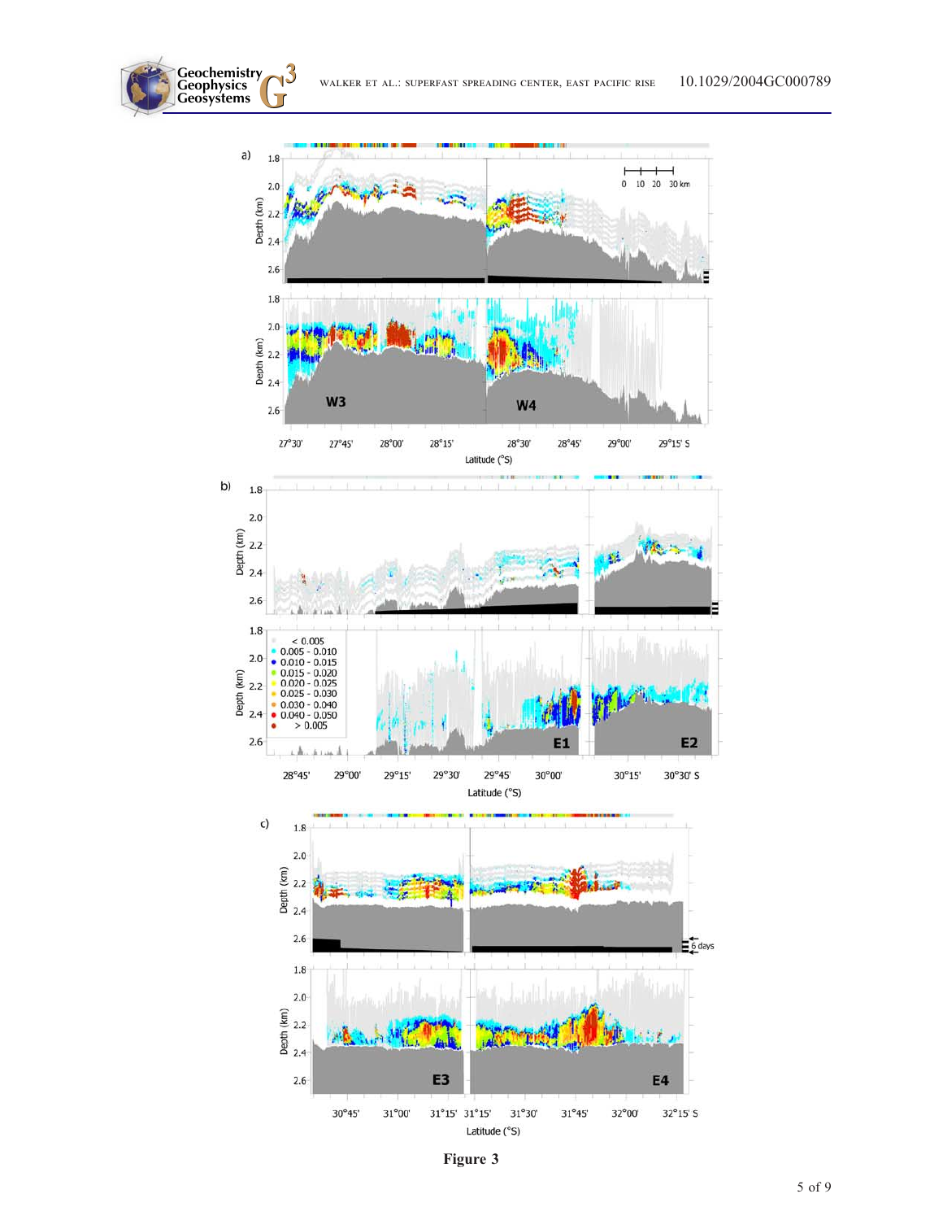Figure 3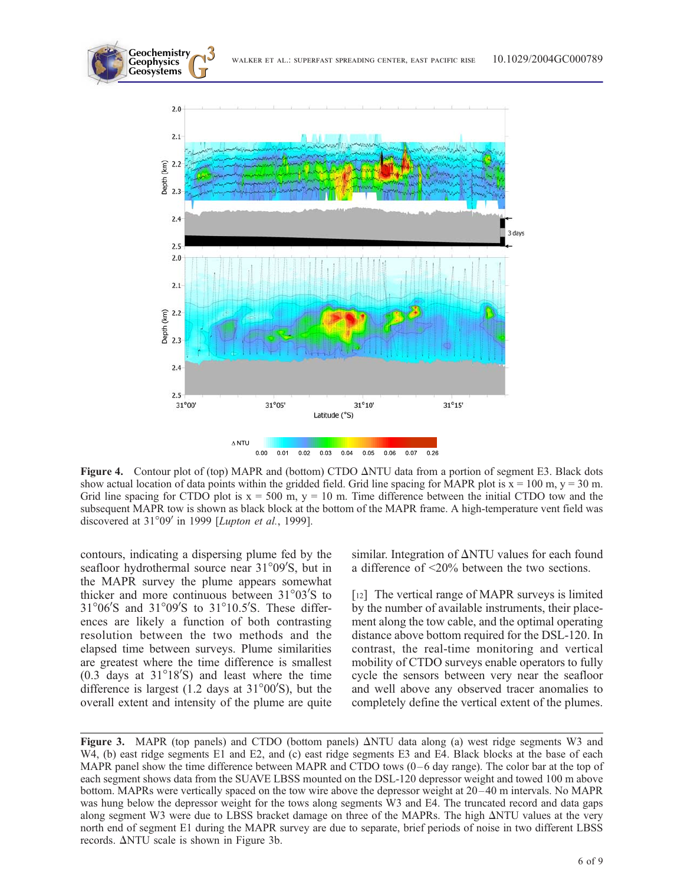**Figure 4.** Contour plot of (top) MAPR and (bottom) CTDO ΔNTU data from a portion of segment E3. Black dots show actual location of data points within the gridded field. Grid line spacing for MAPR plot is x = 100 m, y = 30 m. Grid line spacing for CTDO plot is x = 500 m, y = 10 m. Time difference between the initial CTDO tow and the subsequent MAPR tow is shown as black block at the bottom of the MAPR frame. A high-temperature vent field was discovered at 31°09′ in 1999 [*Lupton et al.*, 1999].

contours, indicating a dispersing plume fed by the seafloor hydrothermal source near 31°09′S, but in the MAPR survey the plume appears somewhat thicker and more continuous between 31°03′S to 31°06′S and 31°09′S to 31°10.5′S. These differences are likely a function of both contrasting resolution between the two methods and the elapsed time between surveys. Plume similarities are greatest where the time difference is smallest (0.3 days at 31°18′S) and least where the time difference is largest (1.2 days at 31°00′S), but the overall extent and intensity of the plume are quite similar. Integration of ΔNTU values for each found a difference of <20% between the two sections.

[12] The vertical range of MAPR surveys is limited by the number of available instruments, their placement along the tow cable, and the optimal operating distance above bottom required for the DSL-120. In contrast, the real-time monitoring and vertical mobility of CTDO surveys enable operators to fully cycle the sensors between very near the seafloor and well above any observed tracer anomalies to completely define the vertical extent of the plumes.

**Figure 3.** MAPR (top panels) and CTDO (bottom panels) ΔNTU data along (a) west ridge segments W3 and W4, (b) east ridge segments E1 and E2, and (c) east ridge segments E3 and E4. Black blocks at the base of each MAPR panel show the time difference between MAPR and CTDO tows (0–6 day range). The color bar at the top of each segment shows data from the SUAVE LBSS mounted on the DSL-120 depressor weight and towed 100 m above bottom. MAPRs were vertically spaced on the tow wire above the depressor weight at 20–40 m intervals. No MAPR was hung below the depressor weight for the tows along segments W3 and E4. The truncated record and data gaps along segment W3 were due to LBSS bracket damage on three of the MAPRs. The high ΔNTU values at the very north end of segment E1 during the MAPR survey are due to separate, brief periods of noise in two different LBSS records. ΔNTU scale is shown in Figure 3b.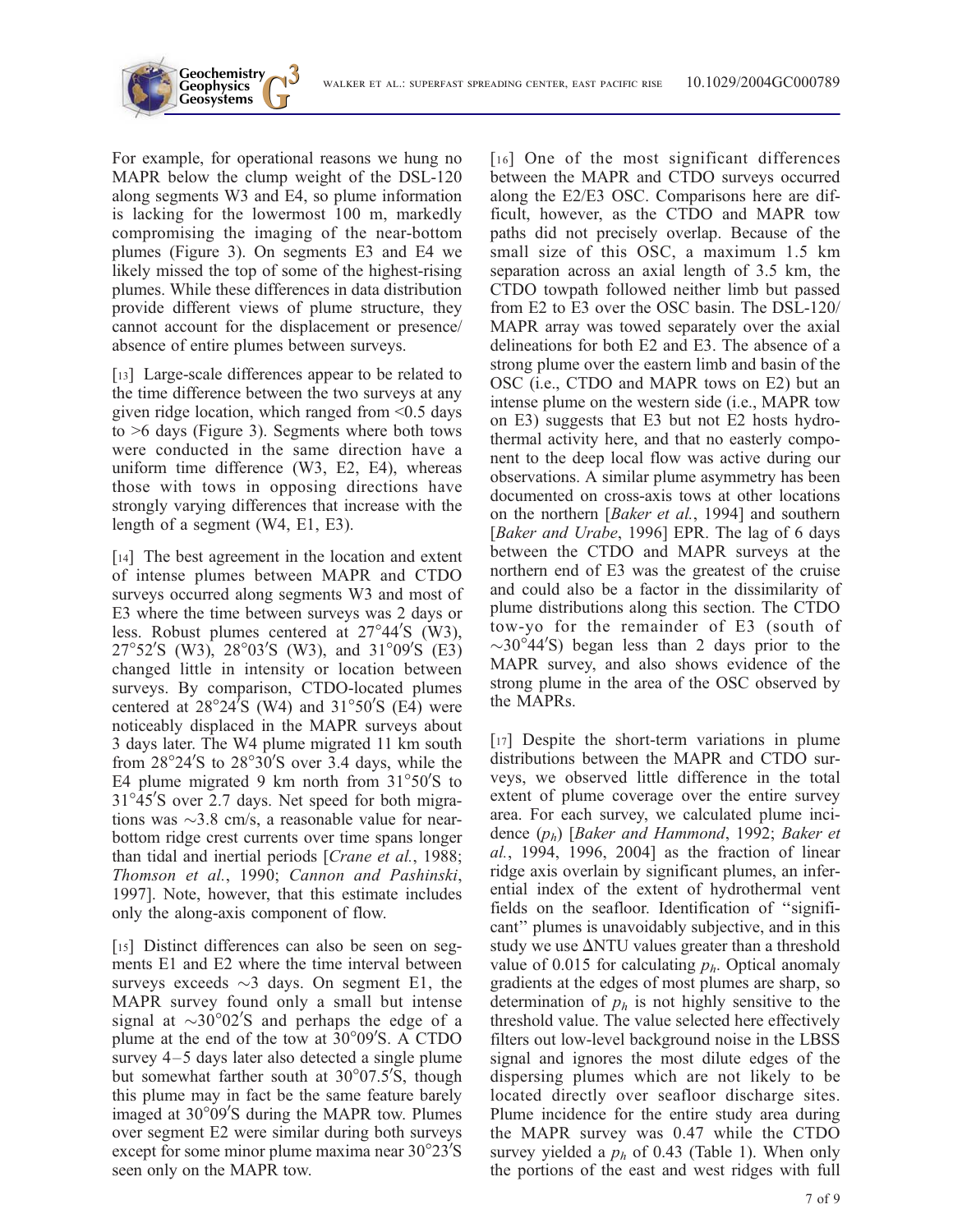For example, for operational reasons we hung no MAPR below the clump weight of the DSL-120 along segments W3 and E4, so plume information is lacking for the lowermost 100 m, markedly compromising the imaging of the near-bottom plumes (Figure 3). On segments E3 and E4 we likely missed the top of some of the highest-rising plumes. While these differences in data distribution provide different views of plume structure, they cannot account for the displacement or presence/absence of entire plumes between surveys.

[13] Large-scale differences appear to be related to the time difference between the two surveys at any given ridge location, which ranged from <0.5 days to >6 days (Figure 3). Segments where both tows were conducted in the same direction have a uniform time difference (W3, E2, E4), whereas those with tows in opposing directions have strongly varying differences that increase with the length of a segment (W4, E1, E3).

[14] The best agreement in the location and extent of intense plumes between MAPR and CTDO surveys occurred along segments W3 and most of E3 where the time between surveys was 2 days or less. Robust plumes centered at 27°44′S (W3), 27°52′S (W3), 28°03′S (W3), and 31°09′S (E3) changed little in intensity or location between surveys. By comparison, CTDO-located plumes centered at 28°24′S (W4) and 31°50′S (E4) were noticeably displaced in the MAPR surveys about 3 days later. The W4 plume migrated 11 km south from 28°24′S to 28°30′S over 3.4 days, while the E4 plume migrated 9 km north from 31°50′S to 31°45′S over 2.7 days. Net speed for both migrations was ~3.8 cm/s, a reasonable value for near-bottom ridge crest currents over time spans longer than tidal and inertial periods [*Crane et al.*, 1988; *Thomson et al.*, 1990; *Cannon and Pashinski*, 1997]. Note, however, that this estimate includes only the along-axis component of flow.

[15] Distinct differences can also be seen on segments E1 and E2 where the time interval between surveys exceeds ~3 days. On segment E1, the MAPR survey found only a small but intense signal at ~30°02′S and perhaps the edge of a plume at the end of the tow at 30°09′S. A CTDO survey 4–5 days later also detected a single plume but somewhat farther south at 30°07.5′S, though this plume may in fact be the same feature barely imaged at 30°09′S during the MAPR tow. Plumes over segment E2 were similar during both surveys except for some minor plume maxima near 30°23′S seen only on the MAPR tow.

[16] One of the most significant differences between the MAPR and CTDO surveys occurred along the E2/E3 OSC. Comparisons here are difficult, however, as the CTDO and MAPR tow paths did not precisely overlap. Because of the small size of this OSC, a maximum 1.5 km separation across an axial length of 3.5 km, the CTDO towpath followed neither limb but passed from E2 to E3 over the OSC basin. The DSL-120/MAPR array was towed separately over the axial delineations for both E2 and E3. The absence of a strong plume over the eastern limb and basin of the OSC (i.e., CTDO and MAPR tows on E2) but an intense plume on the western side (i.e., MAPR tow on E3) suggests that E3 but not E2 hosts hydrothermal activity here, and that no easterly component to the deep local flow was active during our observations. A similar plume asymmetry has been documented on cross-axis tows at other locations on the northern [*Baker et al.*, 1994] and southern [*Baker and Urabe*, 1996] EPR. The lag of 6 days between the CTDO and MAPR surveys at the northern end of E3 was the greatest of the cruise and could also be a factor in the dissimilarity of plume distributions along this section. The CTDO tow-yo for the remainder of E3 (south of ~30°44′S) began less than 2 days prior to the MAPR survey, and also shows evidence of the strong plume in the area of the OSC observed by the MAPRs.

[17] Despite the short-term variations in plume distributions between the MAPR and CTDO surveys, we observed little difference in the total extent of plume coverage over the entire survey area. For each survey, we calculated plume incidence ($p_h$) [*Baker and Hammond*, 1992; *Baker et al.*, 1994, 1996, 2004] as the fraction of linear ridge axis overlain by significant plumes, an inferential index of the extent of hydrothermal vent fields on the seafloor. Identification of "significant" plumes is unavoidably subjective, and in this study we use ΔNTU values greater than a threshold value of 0.015 for calculating $p_h$. Optical anomaly gradients at the edges of most plumes are sharp, so determination of $p_h$ is not highly sensitive to the threshold value. The value selected here effectively filters out low-level background noise in the LBSS signal and ignores the most dilute edges of the dispersing plumes which are not likely to be located directly over seafloor discharge sites. Plume incidence for the entire study area during the MAPR survey was 0.47 while the CTDO survey yielded a $p_h$ of 0.43 (Table 1). When only the portions of the east and west ridges with full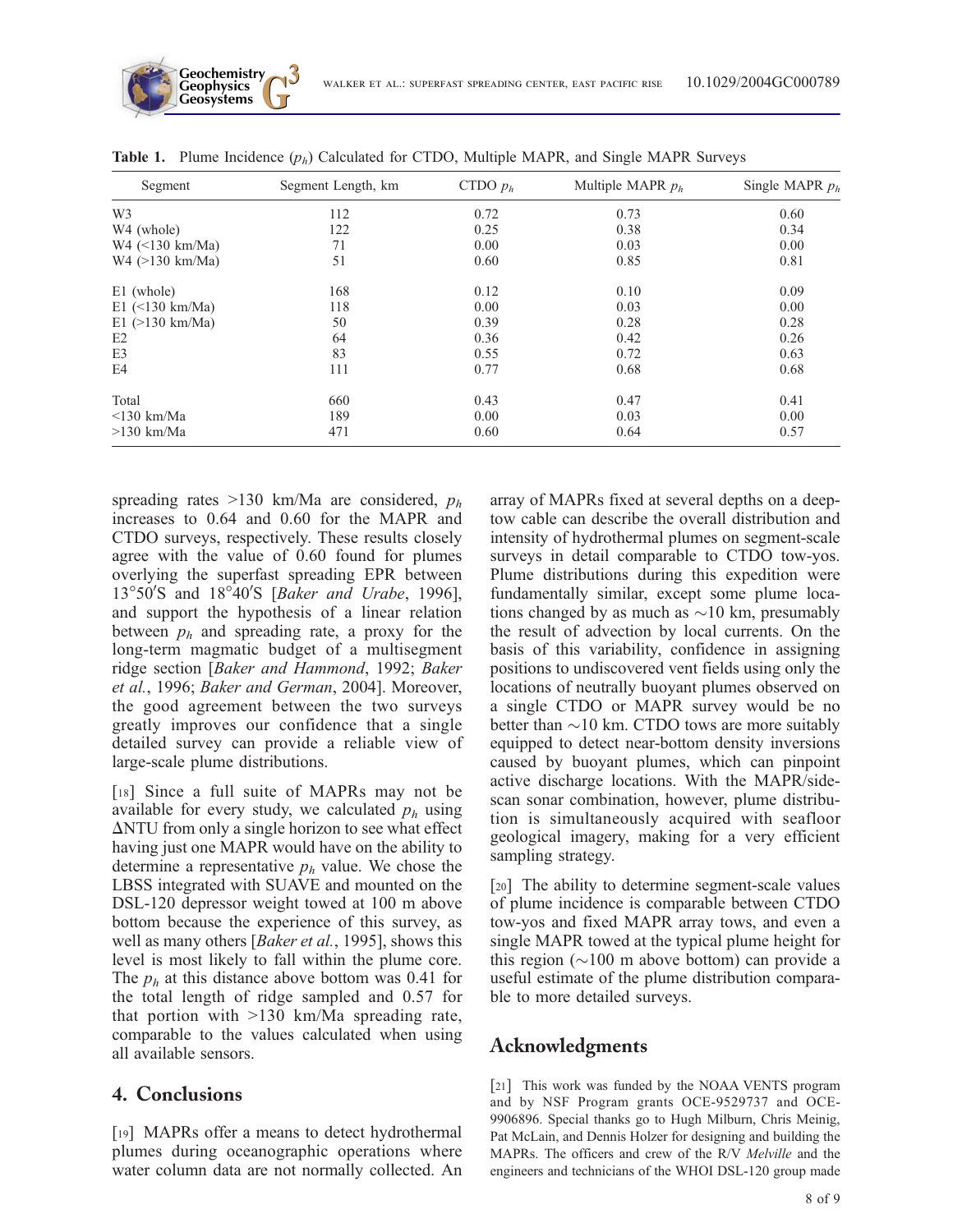**Table 1.** Plume Incidence ($p_h$) Calculated for CTDO, Multiple MAPR, and Single MAPR Surveys

| Segment | Segment Length, km | CTDO $p_h$ | Multiple MAPR $p_h$ | Single MAPR $p_h$ |
|---|---|---|---|---|
| W3 | 112 | 0.72 | 0.73 | 0.60 |
| W4 (whole) | 122 | 0.25 | 0.38 | 0.34 |
| W4 (<130 km/Ma) | 71 | 0.00 | 0.03 | 0.00 |
| W4 (>130 km/Ma) | 51 | 0.60 | 0.85 | 0.81 |
| E1 (whole) | 168 | 0.12 | 0.10 | 0.09 |
| E1 (<130 km/Ma) | 118 | 0.00 | 0.03 | 0.00 |
| E1 (>130 km/Ma) | 50 | 0.39 | 0.28 | 0.28 |
| E2 | 64 | 0.36 | 0.42 | 0.26 |
| E3 | 83 | 0.55 | 0.72 | 0.63 |
| E4 | 111 | 0.77 | 0.68 | 0.68 |
| Total | 660 | 0.43 | 0.47 | 0.41 |
| <130 km/Ma | 189 | 0.00 | 0.03 | 0.00 |
| >130 km/Ma | 471 | 0.60 | 0.64 | 0.57 |

spreading rates >130 km/Ma are considered, $p_h$ increases to 0.64 and 0.60 for the MAPR and CTDO surveys, respectively. These results closely agree with the value of 0.60 found for plumes overlying the superfast spreading EPR between 13°50′S and 18°40′S [*Baker and Urabe*, 1996], and support the hypothesis of a linear relation between $p_h$ and spreading rate, a proxy for the long-term magmatic budget of a multisegment ridge section [*Baker and Hammond*, 1992; *Baker et al.*, 1996; *Baker and German*, 2004]. Moreover, the good agreement between the two surveys greatly improves our confidence that a single detailed survey can provide a reliable view of large-scale plume distributions.

[18] Since a full suite of MAPRs may not be available for every study, we calculated $p_h$ using $\Delta$NTU from only a single horizon to see what effect having just one MAPR would have on the ability to determine a representative $p_h$ value. We chose the LBSS integrated with SUAVE and mounted on the DSL-120 depressor weight towed at 100 m above bottom because the experience of this survey, as well as many others [*Baker et al.*, 1995], shows this level is most likely to fall within the plume core. The $p_h$ at this distance above bottom was 0.41 for the total length of ridge sampled and 0.57 for that portion with >130 km/Ma spreading rate, comparable to the values calculated when using all available sensors.

## 4. Conclusions

[19] MAPRs offer a means to detect hydrothermal plumes during oceanographic operations where water column data are not normally collected. An array of MAPRs fixed at several depths on a deep-tow cable can describe the overall distribution and intensity of hydrothermal plumes on segment-scale surveys in detail comparable to CTDO tow-yos. Plume distributions during this expedition were fundamentally similar, except some plume locations changed by as much as ~10 km, presumably the result of advection by local currents. On the basis of this variability, confidence in assigning positions to undiscovered vent fields using only the locations of neutrally buoyant plumes observed on a single CTDO or MAPR survey would be no better than ~10 km. CTDO tows are more suitably equipped to detect near-bottom density inversions caused by buoyant plumes, which can pinpoint active discharge locations. With the MAPR/side-scan sonar combination, however, plume distribution is simultaneously acquired with seafloor geological imagery, making for a very efficient sampling strategy.

[20] The ability to determine segment-scale values of plume incidence is comparable between CTDO tow-yos and fixed MAPR array tows, and even a single MAPR towed at the typical plume height for this region (~100 m above bottom) can provide a useful estimate of the plume distribution comparable to more detailed surveys.

## Acknowledgments

[21] This work was funded by the NOAA VENTS program and by NSF Program grants OCE-9529737 and OCE-9906896. Special thanks go to Hugh Milburn, Chris Meinig, Pat McLain, and Dennis Holzer for designing and building the MAPRs. The officers and crew of the R/V *Melville* and the engineers and technicians of the WHOI DSL-120 group made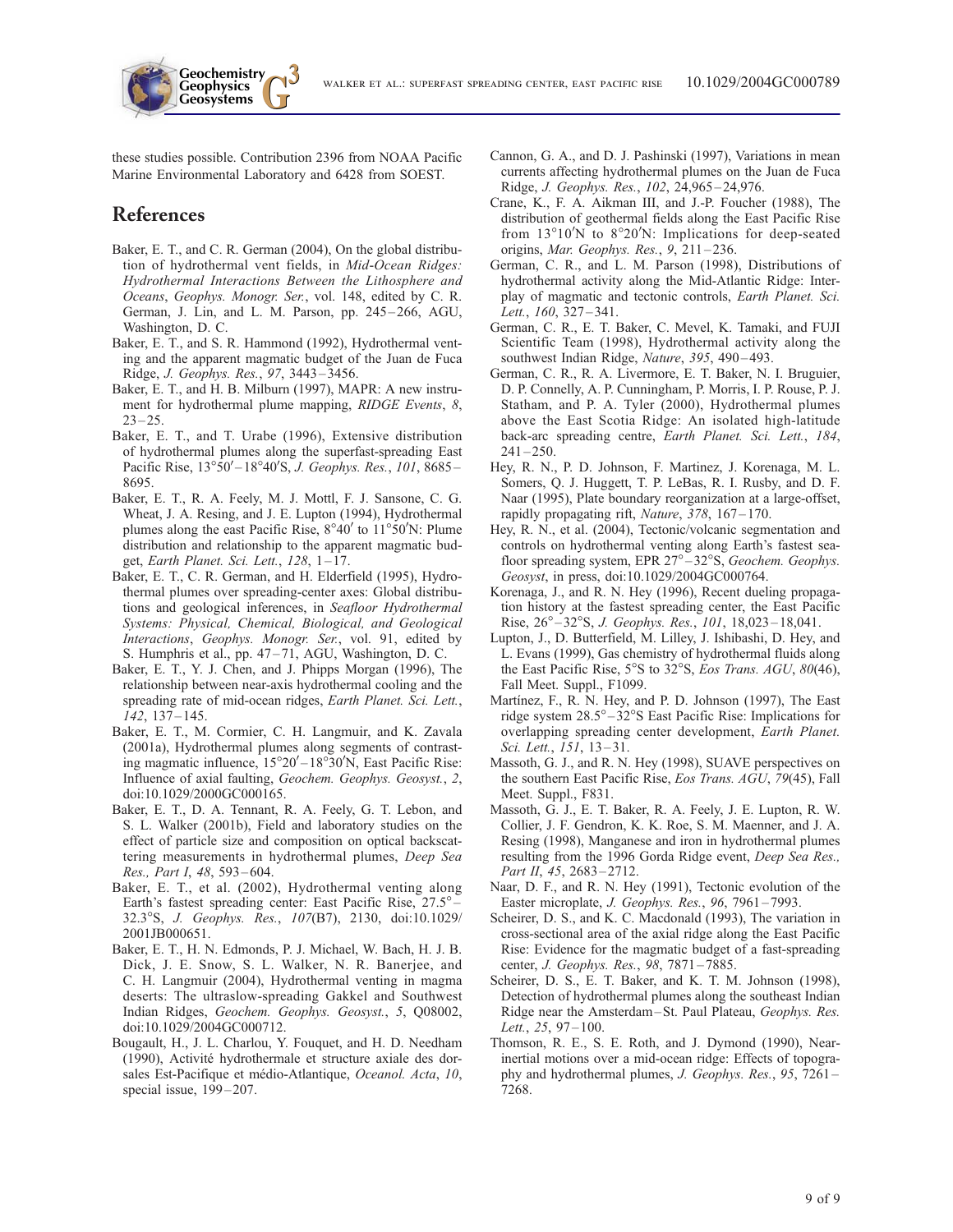these studies possible. Contribution 2396 from NOAA Pacific Marine Environmental Laboratory and 6428 from SOEST.

## References

Baker, E. T., and C. R. German (2004), On the global distribution of hydrothermal vent fields, in *Mid-Ocean Ridges: Hydrothermal Interactions Between the Lithosphere and Oceans*, *Geophys. Monogr. Ser.*, vol. 148, edited by C. R. German, J. Lin, and L. M. Parson, pp. 245–266, AGU, Washington, D. C.

Baker, E. T., and S. R. Hammond (1992), Hydrothermal venting and the apparent magmatic budget of the Juan de Fuca Ridge, *J. Geophys. Res.*, *97*, 3443–3456.

Baker, E. T., and H. B. Milburn (1997), MAPR: A new instrument for hydrothermal plume mapping, *RIDGE Events*, *8*, 23–25.

Baker, E. T., and T. Urabe (1996), Extensive distribution of hydrothermal plumes along the superfast-spreading East Pacific Rise, 13°50′–18°40′S, *J. Geophys. Res.*, *101*, 8685–8695.

Baker, E. T., R. A. Feely, M. J. Mottl, F. J. Sansone, C. G. Wheat, J. A. Resing, and J. E. Lupton (1994), Hydrothermal plumes along the east Pacific Rise, 8°40′ to 11°50′N: Plume distribution and relationship to the apparent magmatic budget, *Earth Planet. Sci. Lett.*, *128*, 1–17.

Baker, E. T., C. R. German, and H. Elderfield (1995), Hydrothermal plumes over spreading-center axes: Global distributions and geological inferences, in *Seafloor Hydrothermal Systems: Physical, Chemical, Biological, and Geological Interactions*, *Geophys. Monogr. Ser.*, vol. 91, edited by S. Humphris et al., pp. 47–71, AGU, Washington, D. C.

Baker, E. T., Y. J. Chen, and J. Phipps Morgan (1996), The relationship between near-axis hydrothermal cooling and the spreading rate of mid-ocean ridges, *Earth Planet. Sci. Lett.*, *142*, 137–145.

Baker, E. T., M. Cormier, C. H. Langmuir, and K. Zavala (2001a), Hydrothermal plumes along segments of contrasting magmatic influence, 15°20′–18°30′N, East Pacific Rise: Influence of axial faulting, *Geochem. Geophys. Geosyst.*, *2*, doi:10.1029/2000GC000165.

Baker, E. T., D. A. Tennant, R. A. Feely, G. T. Lebon, and S. L. Walker (2001b), Field and laboratory studies on the effect of particle size and composition on optical backscattering measurements in hydrothermal plumes, *Deep Sea Res., Part I*, *48*, 593–604.

Baker, E. T., et al. (2002), Hydrothermal venting along Earth's fastest spreading center: East Pacific Rise, 27.5°–32.3°S, *J. Geophys. Res.*, *107*(B7), 2130, doi:10.1029/2001JB000651.

Baker, E. T., H. N. Edmonds, P. J. Michael, W. Bach, H. J. B. Dick, J. E. Snow, S. L. Walker, N. R. Banerjee, and C. H. Langmuir (2004), Hydrothermal venting in magma deserts: The ultraslow-spreading Gakkel and Southwest Indian Ridges, *Geochem. Geophys. Geosyst.*, *5*, Q08002, doi:10.1029/2004GC000712.

Bougault, H., J. L. Charlou, Y. Fouquet, and H. D. Needham (1990), Activité hydrothermale et structure axiale des dorsales Est-Pacifique et médio-Atlantique, *Oceanol. Acta*, *10*, special issue, 199–207.

Cannon, G. A., and D. J. Pashinski (1997), Variations in mean currents affecting hydrothermal plumes on the Juan de Fuca Ridge, *J. Geophys. Res.*, *102*, 24,965–24,976.

Crane, K., F. A. Aikman III, and J.-P. Foucher (1988), The distribution of geothermal fields along the East Pacific Rise from 13°10′N to 8°20′N: Implications for deep-seated origins, *Mar. Geophys. Res.*, *9*, 211–236.

German, C. R., and L. M. Parson (1998), Distributions of hydrothermal activity along the Mid-Atlantic Ridge: Interplay of magmatic and tectonic controls, *Earth Planet. Sci. Lett.*, *160*, 327–341.

German, C. R., E. T. Baker, C. Mevel, K. Tamaki, and FUJI Scientific Team (1998), Hydrothermal activity along the southwest Indian Ridge, *Nature*, *395*, 490–493.

German, C. R., R. A. Livermore, E. T. Baker, N. I. Bruguier, D. P. Connelly, A. P. Cunningham, P. Morris, I. P. Rouse, P. J. Statham, and P. A. Tyler (2000), Hydrothermal plumes above the East Scotia Ridge: An isolated high-latitude back-arc spreading centre, *Earth Planet. Sci. Lett.*, *184*, 241–250.

Hey, R. N., P. D. Johnson, F. Martinez, J. Korenaga, M. L. Somers, Q. J. Huggett, T. P. LeBas, R. I. Rusby, and D. F. Naar (1995), Plate boundary reorganization at a large-offset, rapidly propagating rift, *Nature*, *378*, 167–170.

Hey, R. N., et al. (2004), Tectonic/volcanic segmentation and controls on hydrothermal venting along Earth's fastest seafloor spreading system, EPR 27°–32°S, *Geochem. Geophys. Geosyst*, in press, doi:10.1029/2004GC000764.

Korenaga, J., and R. N. Hey (1996), Recent dueling propagation history at the fastest spreading center, the East Pacific Rise, 26°–32°S, *J. Geophys. Res.*, *101*, 18,023–18,041.

Lupton, J., D. Butterfield, M. Lilley, J. Ishibashi, D. Hey, and L. Evans (1999), Gas chemistry of hydrothermal fluids along the East Pacific Rise, 5°S to 32°S, *Eos Trans. AGU*, *80*(46), Fall Meet. Suppl., F1099.

Martínez, F., R. N. Hey, and P. D. Johnson (1997), The East ridge system 28.5°–32°S East Pacific Rise: Implications for overlapping spreading center development, *Earth Planet. Sci. Lett.*, *151*, 13–31.

Massoth, G. J., and R. N. Hey (1998), SUAVE perspectives on the southern East Pacific Rise, *Eos Trans. AGU*, *79*(45), Fall Meet. Suppl., F831.

Massoth, G. J., E. T. Baker, R. A. Feely, J. E. Lupton, R. W. Collier, J. F. Gendron, K. K. Roe, S. M. Maenner, and J. A. Resing (1998), Manganese and iron in hydrothermal plumes resulting from the 1996 Gorda Ridge event, *Deep Sea Res., Part II*, *45*, 2683–2712.

Naar, D. F., and R. N. Hey (1991), Tectonic evolution of the Easter microplate, *J. Geophys. Res.*, *96*, 7961–7993.

Scheirer, D. S., and K. C. Macdonald (1993), The variation in cross-sectional area of the axial ridge along the East Pacific Rise: Evidence for the magmatic budget of a fast-spreading center, *J. Geophys. Res.*, *98*, 7871–7885.

Scheirer, D. S., E. T. Baker, and K. T. M. Johnson (1998), Detection of hydrothermal plumes along the southeast Indian Ridge near the Amsterdam–St. Paul Plateau, *Geophys. Res. Lett.*, *25*, 97–100.

Thomson, R. E., S. E. Roth, and J. Dymond (1990), Near-inertial motions over a mid-ocean ridge: Effects of topography and hydrothermal plumes, *J. Geophys. Res.*, *95*, 7261–7268.